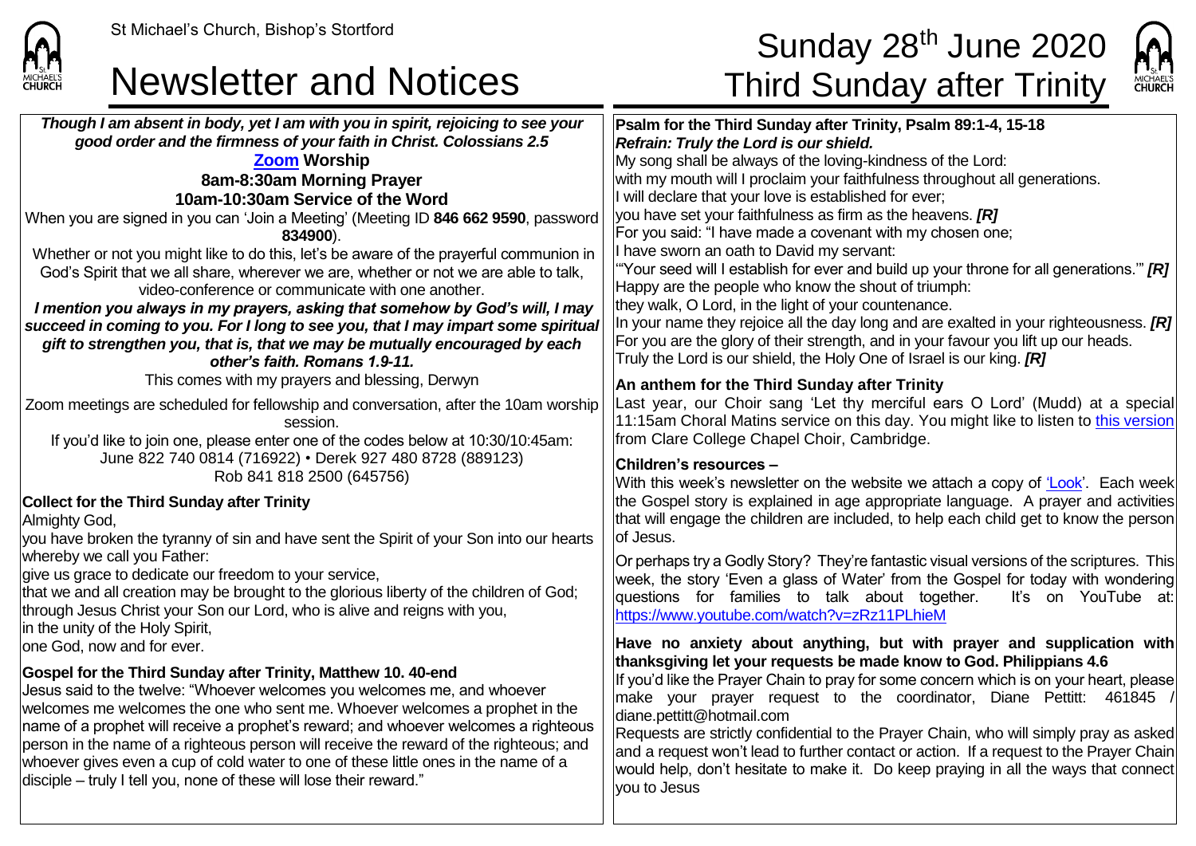St Michael's Church, Bishop's Stortford

# Newsletter and Notices

# Sunday 28th June 2020 Third Sunday after Trinity

***Though I am absent in body, yet I am with you in spirit, rejoicing to see your good order and the firmness of your faith in Christ. Colossians 2.5***

**Zoom Worship**
**8am-8:30am Morning Prayer**
**10am-10:30am Service of the Word**

When you are signed in you can 'Join a Meeting' (Meeting ID **846 662 9590**, password **834900**).

Whether or not you might like to do this, let's be aware of the prayerful communion in God's Spirit that we all share, wherever we are, whether or not we are able to talk, video-conference or communicate with one another.

***I mention you always in my prayers, asking that somehow by God's will, I may succeed in coming to you. For I long to see you, that I may impart some spiritual gift to strengthen you, that is, that we may be mutually encouraged by each other's faith. Romans 1.9-11.***

This comes with my prayers and blessing, Derwyn

Zoom meetings are scheduled for fellowship and conversation, after the 10am worship session.

If you'd like to join one, please enter one of the codes below at 10:30/10:45am:
June 822 740 0814 (716922) • Derek 927 480 8728 (889123)
Rob 841 818 2500 (645756)

**Collect for the Third Sunday after Trinity**

Almighty God,
you have broken the tyranny of sin and have sent the Spirit of your Son into our hearts whereby we call you Father:
give us grace to dedicate our freedom to your service,
that we and all creation may be brought to the glorious liberty of the children of God;
through Jesus Christ your Son our Lord, who is alive and reigns with you,
in the unity of the Holy Spirit,
one God, now and for ever.

**Gospel for the Third Sunday after Trinity, Matthew 10. 40-end**

Jesus said to the twelve: "Whoever welcomes you welcomes me, and whoever welcomes me welcomes the one who sent me. Whoever welcomes a prophet in the name of a prophet will receive a prophet's reward; and whoever welcomes a righteous person in the name of a righteous person will receive the reward of the righteous; and whoever gives even a cup of cold water to one of these little ones in the name of a disciple – truly I tell you, none of these will lose their reward."

**Psalm for the Third Sunday after Trinity, Psalm 89:1-4, 15-18**
***Refrain: Truly the Lord is our shield.***

My song shall be always of the loving-kindness of the Lord:
with my mouth will I proclaim your faithfulness throughout all generations.
I will declare that your love is established for ever;
you have set your faithfulness as firm as the heavens. ***[R]***
For you said: "I have made a covenant with my chosen one;
I have sworn an oath to David my servant:
'"Your seed will I establish for ever and build up your throne for all generations.'" ***[R]***
Happy are the people who know the shout of triumph:
they walk, O Lord, in the light of your countenance.
In your name they rejoice all the day long and are exalted in your righteousness. ***[R]***
For you are the glory of their strength, and in your favour you lift up our heads.
Truly the Lord is our shield, the Holy One of Israel is our king. ***[R]***

**An anthem for the Third Sunday after Trinity**

Last year, our Choir sang 'Let thy merciful ears O Lord' (Mudd) at a special 11:15am Choral Matins service on this day. You might like to listen to this version from Clare College Chapel Choir, Cambridge.

**Children's resources –**

With this week's newsletter on the website we attach a copy of 'Look'. Each week the Gospel story is explained in age appropriate language. A prayer and activities that will engage the children are included, to help each child get to know the person of Jesus.

Or perhaps try a Godly Story? They're fantastic visual versions of the scriptures. This week, the story 'Even a glass of Water' from the Gospel for today with wondering questions for families to talk about together. It's on YouTube at: https://www.youtube.com/watch?v=zRz11PLhieM

**Have no anxiety about anything, but with prayer and supplication with thanksgiving let your requests be made know to God. Philippians 4.6**

If you'd like the Prayer Chain to pray for some concern which is on your heart, please make your prayer request to the coordinator, Diane Pettitt: 461845 / diane.pettitt@hotmail.com

Requests are strictly confidential to the Prayer Chain, who will simply pray as asked and a request won't lead to further contact or action. If a request to the Prayer Chain would help, don't hesitate to make it. Do keep praying in all the ways that connect you to Jesus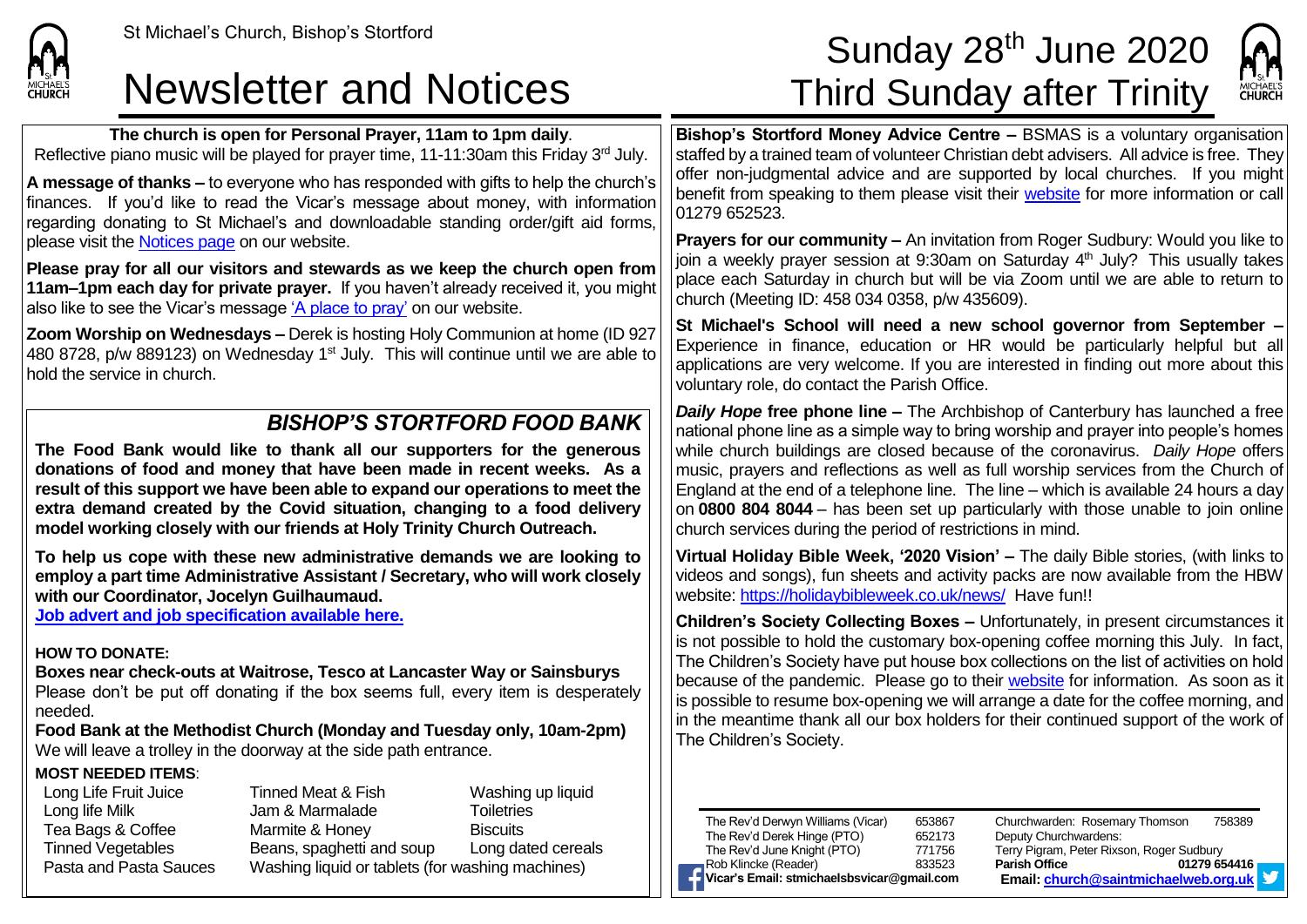St Michael's Church, Bishop's Stortford

# Newsletter and Notices

# Sunday 28th June 2020 Third Sunday after Trinity

**The church is open for Personal Prayer, 11am to 1pm daily**.
Reflective piano music will be played for prayer time, 11-11:30am this Friday 3rd July.

**A message of thanks –** to everyone who has responded with gifts to help the church's finances. If you'd like to read the Vicar's message about money, with information regarding donating to St Michael's and downloadable standing order/gift aid forms, please visit the Notices page on our website.

**Please pray for all our visitors and stewards as we keep the church open from 11am–1pm each day for private prayer.** If you haven't already received it, you might also like to see the Vicar's message 'A place to pray' on our website.

**Zoom Worship on Wednesdays –** Derek is hosting Holy Communion at home (ID 927 480 8728, p/w 889123) on Wednesday 1st July. This will continue until we are able to hold the service in church.

## *BISHOP'S STORTFORD FOOD BANK*

**The Food Bank would like to thank all our supporters for the generous donations of food and money that have been made in recent weeks. As a result of this support we have been able to expand our operations to meet the extra demand created by the Covid situation, changing to a food delivery model working closely with our friends at Holy Trinity Church Outreach.**

**To help us cope with these new administrative demands we are looking to employ a part time Administrative Assistant / Secretary, who will work closely with our Coordinator, Jocelyn Guilhaumaud.**
**Job advert and job specification available here.**

**HOW TO DONATE:**

**Boxes near check-outs at Waitrose, Tesco at Lancaster Way or Sainsburys**
Please don't be put off donating if the box seems full, every item is desperately needed.

**Food Bank at the Methodist Church (Monday and Tuesday only, 10am-2pm)**
We will leave a trolley in the doorway at the side path entrance.

**MOST NEEDED ITEMS**:

| | | |
|---|---|---|
| Long Life Fruit Juice | Tinned Meat & Fish | Washing up liquid |
| Long life Milk | Jam & Marmalade | Toiletries |
| Tea Bags & Coffee | Marmite & Honey | Biscuits |
| Tinned Vegetables | Beans, spaghetti and soup | Long dated cereals |
| Pasta and Pasta Sauces | Washing liquid or tablets (for washing machines) | |

**Bishop's Stortford Money Advice Centre –** BSMAS is a voluntary organisation staffed by a trained team of volunteer Christian debt advisers. All advice is free. They offer non-judgmental advice and are supported by local churches. If you might benefit from speaking to them please visit their website for more information or call 01279 652523.

**Prayers for our community –** An invitation from Roger Sudbury: Would you like to join a weekly prayer session at 9:30am on Saturday 4th July? This usually takes place each Saturday in church but will be via Zoom until we are able to return to church (Meeting ID: 458 034 0358, p/w 435609).

**St Michael's School will need a new school governor from September –** Experience in finance, education or HR would be particularly helpful but all applications are very welcome. If you are interested in finding out more about this voluntary role, do contact the Parish Office.

***Daily Hope* free phone line –** The Archbishop of Canterbury has launched a free national phone line as a simple way to bring worship and prayer into people's homes while church buildings are closed because of the coronavirus. *Daily Hope* offers music, prayers and reflections as well as full worship services from the Church of England at the end of a telephone line. The line – which is available 24 hours a day on **0800 804 8044** – has been set up particularly with those unable to join online church services during the period of restrictions in mind.

**Virtual Holiday Bible Week, '2020 Vision' –** The daily Bible stories, (with links to videos and songs), fun sheets and activity packs are now available from the HBW website: https://holidaybibleweek.co.uk/news/ Have fun!!

**Children's Society Collecting Boxes –** Unfortunately, in present circumstances it is not possible to hold the customary box-opening coffee morning this July. In fact, The Children's Society have put house box collections on the list of activities on hold because of the pandemic. Please go to their website for information. As soon as it is possible to resume box-opening we will arrange a date for the coffee morning, and in the meantime thank all our box holders for their continued support of the work of The Children's Society.

| | | | |
|---|---|---|---|
| The Rev'd Derwyn Williams (Vicar) | 653867 | Churchwarden: Rosemary Thomson | 758389 |
| The Rev'd Derek Hinge (PTO) | 652173 | Deputy Churchwardens: | |
| The Rev'd June Knight (PTO) | 771756 | Terry Pigram, Peter Rixson, Roger Sudbury | |
| Rob Klincke (Reader) | 833523 | **Parish Office** | **01279 654416** |
| **Vicar's Email: stmichaelsbsvicar@gmail.com** | | **Email: church@saintmichaelweb.org.uk** | |